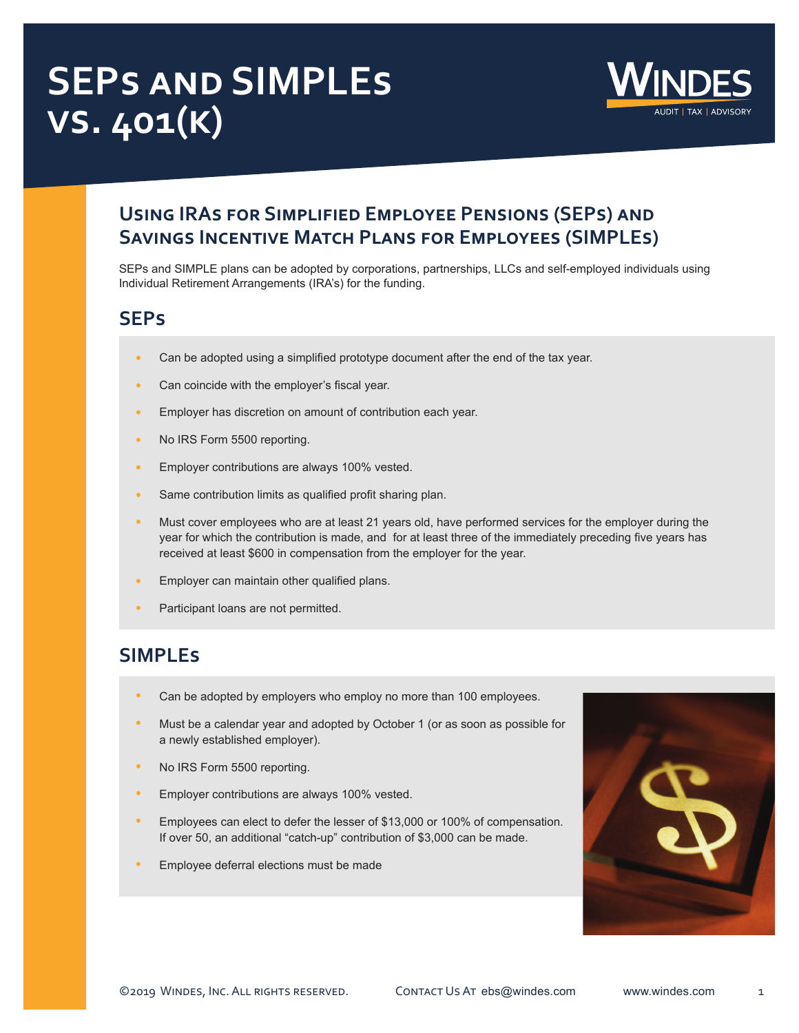# SEPs and SIMPLEs vs. 401(k)

## Using IRAs for Simplified Employee Pensions (SEPs) and Savings Incentive Match Plans for Employees (SIMPLEs)

SEPs and SIMPLE plans can be adopted by corporations, partnerships, LLCs and self-employed individuals using Individual Retirement Arrangements (IRA's) for the funding.

## SEPs

- Can be adopted using a simplified prototype document after the end of the tax year.
- Can coincide with the employer's fiscal year.
- Employer has discretion on amount of contribution each year.
- No IRS Form 5500 reporting.
- Employer contributions are always 100% vested.
- Same contribution limits as qualified profit sharing plan.
- Must cover employees who are at least 21 years old, have performed services for the employer during the year for which the contribution is made, and for at least three of the immediately preceding five years has received at least $600 in compensation from the employer for the year.
- Employer can maintain other qualified plans.
- Participant loans are not permitted.

## SIMPLEs

- Can be adopted by employers who employ no more than 100 employees.
- Must be a calendar year and adopted by October 1 (or as soon as possible for a newly established employer).
- No IRS Form 5500 reporting.
- Employer contributions are always 100% vested.
- Employees can elect to defer the lesser of $13,000 or 100% of compensation. If over 50, an additional "catch-up" contribution of $3,000 can be made.
- Employee deferral elections must be made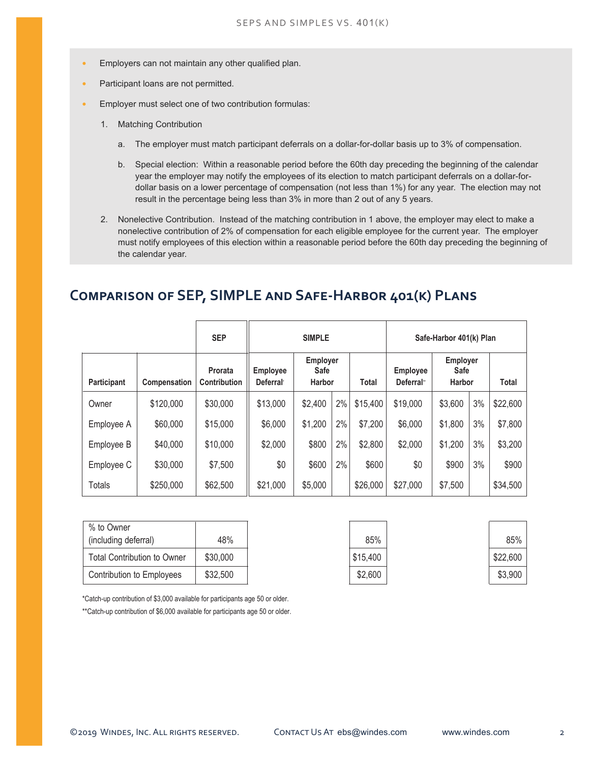- Employers can not maintain any other qualified plan.
- Participant loans are not permitted.
- Employer must select one of two contribution formulas:
    1. Matching Contribution
        a. The employer must match participant deferrals on a dollar-for-dollar basis up to 3% of compensation.
        b. Special election: Within a reasonable period before the 60th day preceding the beginning of the calendar year the employer may notify the employees of its election to match participant deferrals on a dollar-for-dollar basis on a lower percentage of compensation (not less than 1%) for any year. The election may not result in the percentage being less than 3% in more than 2 out of any 5 years.
    2. Nonelective Contribution. Instead of the matching contribution in 1 above, the employer may elect to make a nonelective contribution of 2% of compensation for each eligible employee for the current year. The employer must notify employees of this election within a reasonable period before the 60th day preceding the beginning of the calendar year.

## Comparison of SEP, SIMPLE and Safe-Harbor 401(k) Plans

| | | SEP | SIMPLE | | | | Safe-Harbor 401(k) Plan | | | |
|---|---|---|---|---|---|---|---|---|---|---|
| Participant | Compensation | Prorata Contribution | Employee Deferral* | Employer Safe Harbor | | Total | Employee Deferral** | Employer Safe Harbor | | Total |
| Owner | $120,000 | $30,000 | $13,000 | $2,400 | 2% | $15,400 | $19,000 | $3,600 | 3% | $22,600 |
| Employee A | $60,000 | $15,000 | $6,000 | $1,200 | 2% | $7,200 | $6,000 | $1,800 | 3% | $7,800 |
| Employee B | $40,000 | $10,000 | $2,000 | $800 | 2% | $2,800 | $2,000 | $1,200 | 3% | $3,200 |
| Employee C | $30,000 | $7,500 | $0 | $600 | 2% | $600 | $0 | $900 | 3% | $900 |
| Totals | $250,000 | $62,500 | $21,000 | $5,000 | | $26,000 | $27,000 | $7,500 | | $34,500 |

| | SEP | SIMPLE | Safe-Harbor 401(k) Plan |
|---|---|---|---|
| % to Owner (including deferral) | 48% | 85% | 85% |
| Total Contribution to Owner | $30,000 | $15,400 | $22,600 |
| Contribution to Employees | $32,500 | $2,600 | $3,900 |

*Catch-up contribution of $3,000 available for participants age 50 or older.

**Catch-up contribution of $6,000 available for participants age 50 or older.

©2019 Windes, Inc. All rights reserved. Contact Us At ebs@windes.com www.windes.com